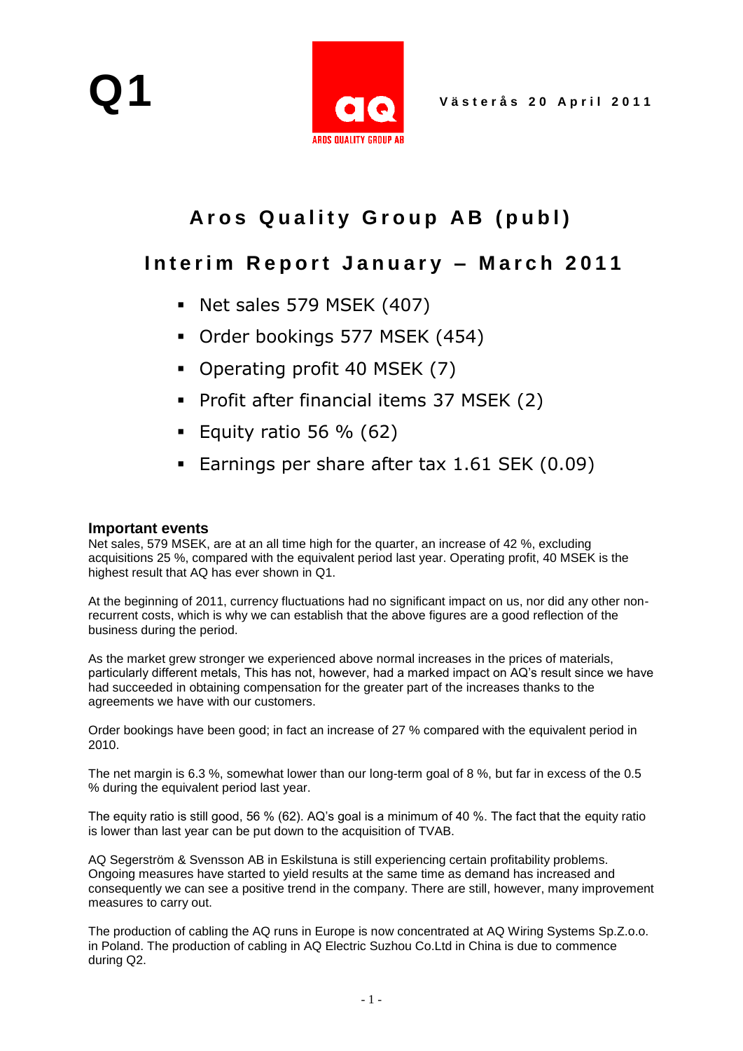Q1

Västerås 20 April 2011

# Aros Quality Group AB (publ)

## Interim Report January – March 2011

- Net sales 579 MSEK (407)
- Order bookings 577 MSEK (454)
- Operating profit 40 MSEK (7)
- Profit after financial items 37 MSEK (2)
- Equity ratio 56 % (62)
- Earnings per share after tax 1.61 SEK (0.09)

### Important events

Net sales, 579 MSEK, are at an all time high for the quarter, an increase of 42 %, excluding acquisitions 25 %, compared with the equivalent period last year. Operating profit, 40 MSEK is the highest result that AQ has ever shown in Q1.

At the beginning of 2011, currency fluctuations had no significant impact on us, nor did any other non-recurrent costs, which is why we can establish that the above figures are a good reflection of the business during the period.

As the market grew stronger we experienced above normal increases in the prices of materials, particularly different metals, This has not, however, had a marked impact on AQ's result since we have had succeeded in obtaining compensation for the greater part of the increases thanks to the agreements we have with our customers.

Order bookings have been good; in fact an increase of 27 % compared with the equivalent period in 2010.

The net margin is 6.3 %, somewhat lower than our long-term goal of 8 %, but far in excess of the 0.5 % during the equivalent period last year.

The equity ratio is still good, 56 % (62). AQ's goal is a minimum of 40 %. The fact that the equity ratio is lower than last year can be put down to the acquisition of TVAB.

AQ Segerström & Svensson AB in Eskilstuna is still experiencing certain profitability problems. Ongoing measures have started to yield results at the same time as demand has increased and consequently we can see a positive trend in the company. There are still, however, many improvement measures to carry out.

The production of cabling the AQ runs in Europe is now concentrated at AQ Wiring Systems Sp.Z.o.o. in Poland. The production of cabling in AQ Electric Suzhou Co.Ltd in China is due to commence during Q2.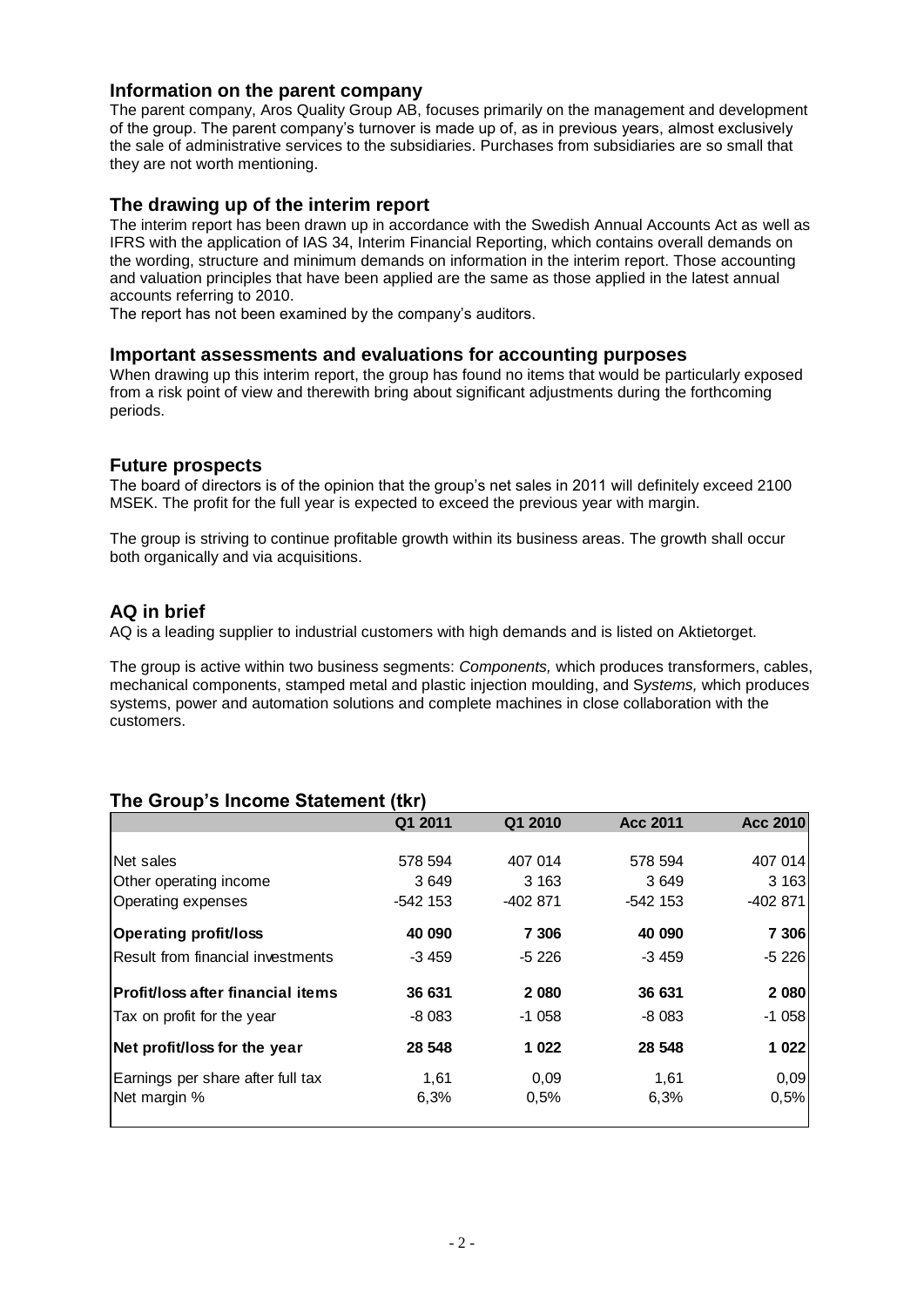## Information on the parent company

The parent company, Aros Quality Group AB, focuses primarily on the management and development of the group. The parent company's turnover is made up of, as in previous years, almost exclusively the sale of administrative services to the subsidiaries. Purchases from subsidiaries are so small that they are not worth mentioning.

## The drawing up of the interim report

The interim report has been drawn up in accordance with the Swedish Annual Accounts Act as well as IFRS with the application of IAS 34, Interim Financial Reporting, which contains overall demands on the wording, structure and minimum demands on information in the interim report. Those accounting and valuation principles that have been applied are the same as those applied in the latest annual accounts referring to 2010.

The report has not been examined by the company's auditors.

## Important assessments and evaluations for accounting purposes

When drawing up this interim report, the group has found no items that would be particularly exposed from a risk point of view and therewith bring about significant adjustments during the forthcoming periods.

## Future prospects

The board of directors is of the opinion that the group's net sales in 2011 will definitely exceed 2100 MSEK. The profit for the full year is expected to exceed the previous year with margin.

The group is striving to continue profitable growth within its business areas. The growth shall occur both organically and via acquisitions.

## AQ in brief

AQ is a leading supplier to industrial customers with high demands and is listed on Aktietorget.

The group is active within two business segments: *Components,* which produces transformers, cables, mechanical components, stamped metal and plastic injection moulding, and S*ystems,* which produces systems, power and automation solutions and complete machines in close collaboration with the customers.

## The Group's Income Statement (tkr)

| | Q1 2011 | Q1 2010 | Acc 2011 | Acc 2010 |
|---|---|---|---|---|
| Net sales | 578 594 | 407 014 | 578 594 | 407 014 |
| Other operating income | 3 649 | 3 163 | 3 649 | 3 163 |
| Operating expenses | -542 153 | -402 871 | -542 153 | -402 871 |
| **Operating profit/loss** | **40 090** | **7 306** | **40 090** | **7 306** |
| Result from financial investments | -3 459 | -5 226 | -3 459 | -5 226 |
| **Profit/loss after financial items** | **36 631** | **2 080** | **36 631** | **2 080** |
| Tax on profit for the year | -8 083 | -1 058 | -8 083 | -1 058 |
| **Net profit/loss for the year** | **28 548** | **1 022** | **28 548** | **1 022** |
| Earnings per share after full tax | 1,61 | 0,09 | 1,61 | 0,09 |
| Net margin % | 6,3% | 0,5% | 6,3% | 0,5% |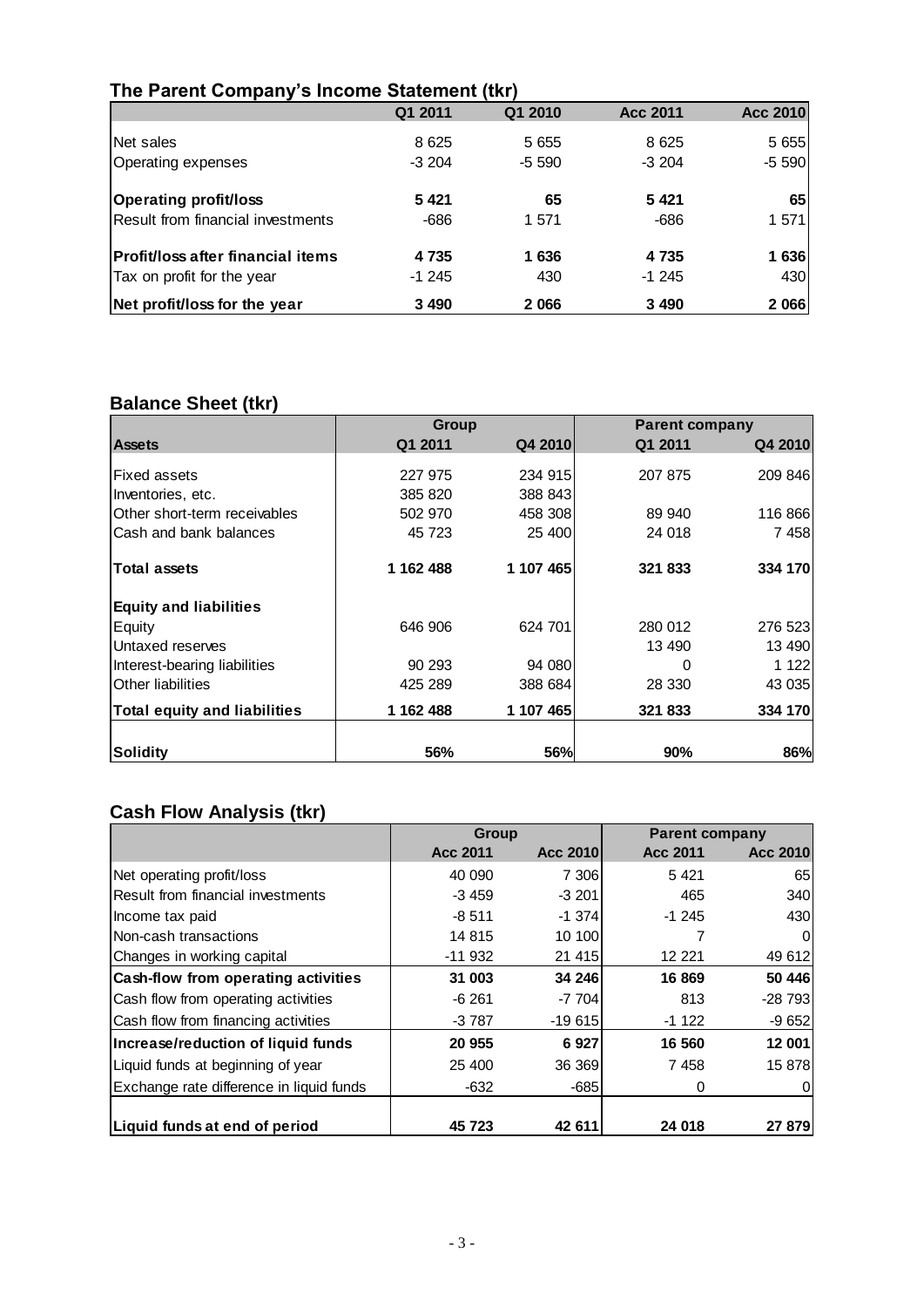## The Parent Company's Income Statement (tkr)

| | Q1 2011 | Q1 2010 | Acc 2011 | Acc 2010 |
|---|---|---|---|---|
| Net sales | 8 625 | 5 655 | 8 625 | 5 655 |
| Operating expenses | -3 204 | -5 590 | -3 204 | -5 590 |
| **Operating profit/loss** | **5 421** | **65** | **5 421** | **65** |
| Result from financial investments | -686 | 1 571 | -686 | 1 571 |
| **Profit/loss after financial items** | **4 735** | **1 636** | **4 735** | **1 636** |
| Tax on profit for the year | -1 245 | 430 | -1 245 | 430 |
| **Net profit/loss for the year** | **3 490** | **2 066** | **3 490** | **2 066** |

## Balance Sheet (tkr)

| | Group | | Parent company | |
|---|---|---|---|---|
| **Assets** | Q1 2011 | Q4 2010 | Q1 2011 | Q4 2010 |
| Fixed assets | 227 975 | 234 915 | 207 875 | 209 846 |
| Inventories, etc. | 385 820 | 388 843 | | |
| Other short-term receivables | 502 970 | 458 308 | 89 940 | 116 866 |
| Cash and bank balances | 45 723 | 25 400 | 24 018 | 7 458 |
| **Total assets** | **1 162 488** | **1 107 465** | **321 833** | **334 170** |
| **Equity and liabilities** | | | | |
| Equity | 646 906 | 624 701 | 280 012 | 276 523 |
| Untaxed reserves | | | 13 490 | 13 490 |
| Interest-bearing liabilities | 90 293 | 94 080 | 0 | 1 122 |
| Other liabilities | 425 289 | 388 684 | 28 330 | 43 035 |
| **Total equity and liabilities** | **1 162 488** | **1 107 465** | **321 833** | **334 170** |
| **Solidity** | **56%** | **56%** | **90%** | **86%** |

## Cash Flow Analysis (tkr)

| | Group | | Parent company | |
|---|---|---|---|---|
| | Acc 2011 | Acc 2010 | Acc 2011 | Acc 2010 |
| Net operating profit/loss | 40 090 | 7 306 | 5 421 | 65 |
| Result from financial investments | -3 459 | -3 201 | 465 | 340 |
| Income tax paid | -8 511 | -1 374 | -1 245 | 430 |
| Non-cash transactions | 14 815 | 10 100 | 7 | 0 |
| Changes in working capital | -11 932 | 21 415 | 12 221 | 49 612 |
| **Cash-flow from operating activities** | **31 003** | **34 246** | **16 869** | **50 446** |
| Cash flow from operating activities | -6 261 | -7 704 | 813 | -28 793 |
| Cash flow from financing activities | -3 787 | -19 615 | -1 122 | -9 652 |
| **Increase/reduction of liquid funds** | **20 955** | **6 927** | **16 560** | **12 001** |
| Liquid funds at beginning of year | 25 400 | 36 369 | 7 458 | 15 878 |
| Exchange rate difference in liquid funds | -632 | -685 | 0 | 0 |
| **Liquid funds at end of period** | **45 723** | **42 611** | **24 018** | **27 879** |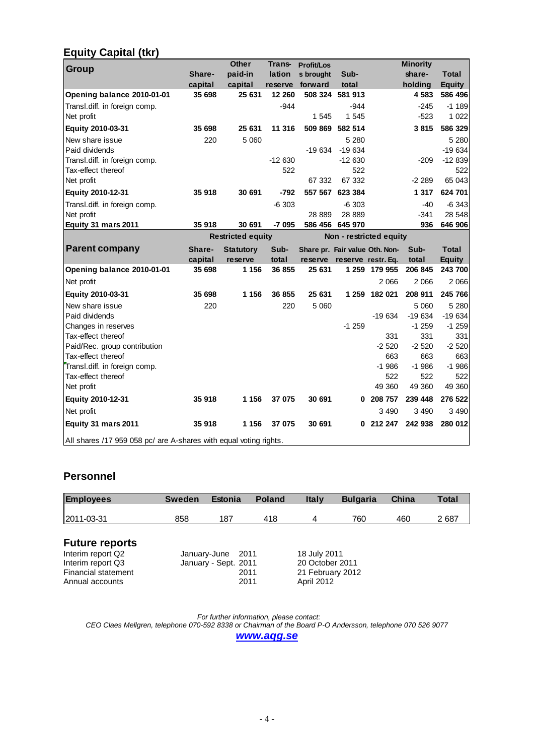## Equity Capital (tkr)

| Group | Share-capital | Other paid-in capital | Trans-lation reserve | Profit/Loss brought forward | Sub-total | Minority share-holding | Total Equity |
|---|---|---|---|---|---|---|---|
| **Opening balance 2010-01-01** | **35 698** | **25 631** | **12 260** | **508 324** | **581 913** | **4 583** | **586 496** |
| Transl.diff. in foreign comp. | | | -944 | | -944 | -245 | -1 189 |
| Net profit | | | | 1 545 | 1 545 | -523 | 1 022 |
| **Equity 2010-03-31** | **35 698** | **25 631** | **11 316** | **509 869** | **582 514** | **3 815** | **586 329** |
| New share issue | 220 | 5 060 | | | 5 280 | | 5 280 |
| Paid dividends | | | | -19 634 | -19 634 | | -19 634 |
| Transl.diff. in foreign comp. | | | -12 630 | | -12 630 | -209 | -12 839 |
| Tax-effect thereof | | | 522 | | 522 | | 522 |
| Net profit | | | | 67 332 | 67 332 | -2 289 | 65 043 |
| **Equity 2010-12-31** | **35 918** | **30 691** | **-792** | **557 567** | **623 384** | **1 317** | **624 701** |
| Transl.diff. in foreign comp. | | | -6 303 | | -6 303 | -40 | -6 343 |
| Net profit | | | | 28 889 | 28 889 | -341 | 28 548 |
| **Equity 31 mars 2011** | **35 918** | **30 691** | **-7 095** | **586 456** | **645 970** | **936** | **646 906** |

| Parent company | Restricted equity | | | Non - restricted equity | | | | |
|---|---|---|---|---|---|---|---|---|
| | Share-capital | Statutory reserve | Sub-total | Share pr. reserve | Fair value reserve | Oth. Non-restr. Eq. | Sub-total | Total Equity |
| **Opening balance 2010-01-01** | **35 698** | **1 156** | **36 855** | **25 631** | **1 259** | **179 955** | **206 845** | **243 700** |
| Net profit | | | | | | 2 066 | 2 066 | 2 066 |
| **Equity 2010-03-31** | **35 698** | **1 156** | **36 855** | **25 631** | **1 259** | **182 021** | **208 911** | **245 766** |
| New share issue | 220 | | 220 | 5 060 | | | 5 060 | 5 280 |
| Paid dividends | | | | | | -19 634 | -19 634 | -19 634 |
| Changes in reserves | | | | | -1 259 | | -1 259 | -1 259 |
| Tax-effect thereof | | | | | | 331 | 331 | 331 |
| Paid/Rec. group contribution | | | | | | -2 520 | -2 520 | -2 520 |
| Tax-effect thereof | | | | | | 663 | 663 | 663 |
| Transl.diff. in foreign comp. | | | | | | -1 986 | -1 986 | -1 986 |
| Tax-effect thereof | | | | | | 522 | 522 | 522 |
| Net profit | | | | | | 49 360 | 49 360 | 49 360 |
| **Equity 2010-12-31** | **35 918** | **1 156** | **37 075** | **30 691** | **0** | **208 757** | **239 448** | **276 522** |
| Net profit | | | | | | 3 490 | 3 490 | 3 490 |
| **Equity 31 mars 2011** | **35 918** | **1 156** | **37 075** | **30 691** | **0** | **212 247** | **242 938** | **280 012** |

All shares /17 959 058 pc/ are A-shares with equal voting rights.

## Personnel

| Employees | Sweden | Estonia | Poland | Italy | Bulgaria | China | Total |
|---|---|---|---|---|---|---|---|
| 2011-03-31 | 858 | 187 | 418 | 4 | 760 | 460 | 2 687 |

## Future reports

| | | |
|---|---|---|
| Interim report Q2 | January-June 2011 | 18 July 2011 |
| Interim report Q3 | January - Sept. 2011 | 20 October 2011 |
| Financial statement | 2011 | 21 February 2012 |
| Annual accounts | 2011 | April 2012 |

*For further information, please contact:*

*CEO Claes Mellgren, telephone 070-592 8338 or Chairman of the Board P-O Andersson, telephone 070 526 9077*

***www.agg.se***